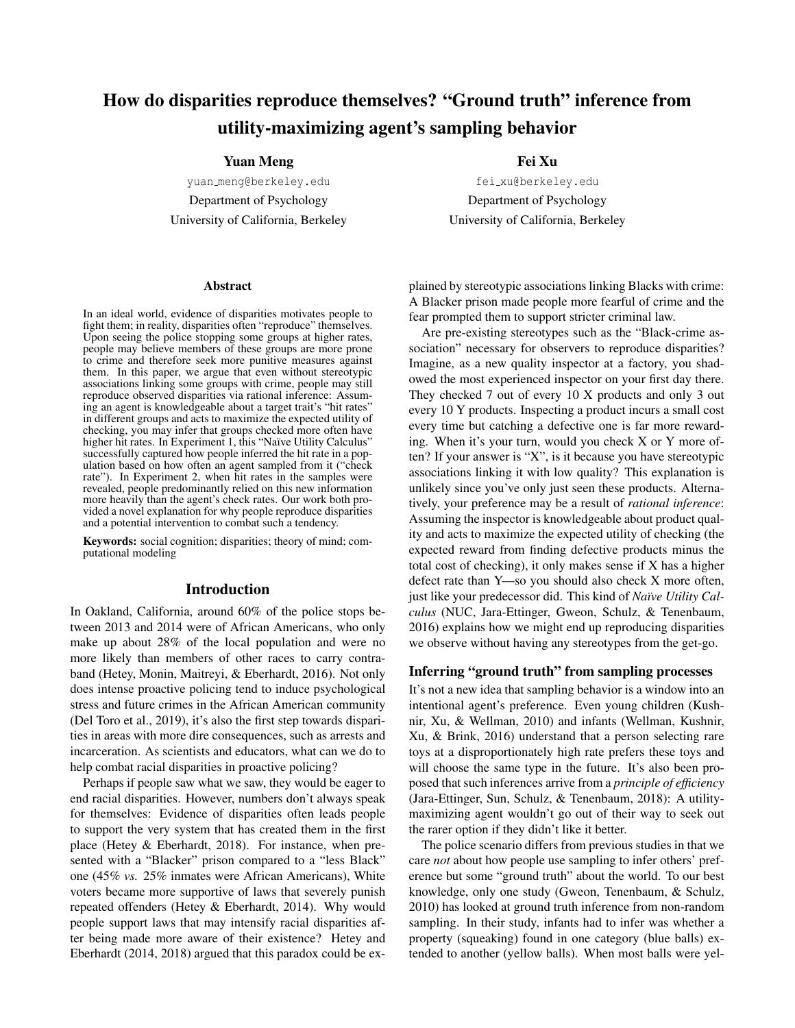# How do disparities reproduce themselves? "Ground truth" inference from utility-maximizing agent's sampling behavior

**Yuan Meng**
yuan_meng@berkeley.edu
Department of Psychology
University of California, Berkeley

**Fei Xu**
fei_xu@berkeley.edu
Department of Psychology
University of California, Berkeley

## Abstract

In an ideal world, evidence of disparities motivates people to fight them; in reality, disparities often "reproduce" themselves. Upon seeing the police stopping some groups at higher rates, people may believe members of these groups are more prone to crime and therefore seek more punitive measures against them. In this paper, we argue that even without stereotypic associations linking some groups with crime, people may still reproduce observed disparities via rational inference: Assuming an agent is knowledgeable about a target trait's "hit rates" in different groups and acts to maximize the expected utility of checking, you may infer that groups checked more often have higher hit rates. In Experiment 1, this "Naïve Utility Calculus" successfully captured how people inferred the hit rate in a population based on how often an agent sampled from it ("check rate"). In Experiment 2, when hit rates in the samples were revealed, people predominantly relied on this new information more heavily than the agent's check rates. Our work both provided a novel explanation for why people reproduce disparities and a potential intervention to combat such a tendency.

**Keywords:** social cognition; disparities; theory of mind; computational modeling

## Introduction

In Oakland, California, around 60% of the police stops between 2013 and 2014 were of African Americans, who only make up about 28% of the local population and were no more likely than members of other races to carry contraband (Hetey, Monin, Maitreyi, & Eberhardt, 2016). Not only does intense proactive policing tend to induce psychological stress and future crimes in the African American community (Del Toro et al., 2019), it's also the first step towards disparities in areas with more dire consequences, such as arrests and incarceration. As scientists and educators, what can we do to help combat racial disparities in proactive policing?

Perhaps if people saw what we saw, they would be eager to end racial disparities. However, numbers don't always speak for themselves: Evidence of disparities often leads people to support the very system that has created them in the first place (Hetey & Eberhardt, 2018). For instance, when presented with a "Blacker" prison compared to a "less Black" one (45% *vs.* 25% inmates were African Americans), White voters became more supportive of laws that severely punish repeated offenders (Hetey & Eberhardt, 2014). Why would people support laws that may intensify racial disparities after being made more aware of their existence? Hetey and Eberhardt (2014, 2018) argued that this paradox could be explained by stereotypic associations linking Blacks with crime: A Blacker prison made people more fearful of crime and the fear prompted them to support stricter criminal law.

Are pre-existing stereotypes such as the "Black-crime association" necessary for observers to reproduce disparities? Imagine, as a new quality inspector at a factory, you shadowed the most experienced inspector on your first day there. They checked 7 out of every 10 X products and only 3 out every 10 Y products. Inspecting a product incurs a small cost every time but catching a defective one is far more rewarding. When it's your turn, would you check X or Y more often? If your answer is "X", is it because you have stereotypic associations linking it with low quality? This explanation is unlikely since you've only just seen these products. Alternatively, your preference may be a result of *rational inference*: Assuming the inspector is knowledgeable about product quality and acts to maximize the expected utility of checking (the expected reward from finding defective products minus the total cost of checking), it only makes sense if X has a higher defect rate than Y—so you should also check X more often, just like your predecessor did. This kind of *Naïve Utility Calculus* (NUC, Jara-Ettinger, Gweon, Schulz, & Tenenbaum, 2016) explains how we might end up reproducing disparities we observe without having any stereotypes from the get-go.

### Inferring "ground truth" from sampling processes

It's not a new idea that sampling behavior is a window into an intentional agent's preference. Even young children (Kushnir, Xu, & Wellman, 2010) and infants (Wellman, Kushnir, Xu, & Brink, 2016) understand that a person selecting rare toys at a disproportionately high rate prefers these toys and will choose the same type in the future. It's also been proposed that such inferences arrive from a *principle of efficiency* (Jara-Ettinger, Sun, Schulz, & Tenenbaum, 2018): A utility-maximizing agent wouldn't go out of their way to seek out the rarer option if they didn't like it better.

The police scenario differs from previous studies in that we care *not* about how people use sampling to infer others' preference but some "ground truth" about the world. To our best knowledge, only one study (Gweon, Tenenbaum, & Schulz, 2010) has looked at ground truth inference from non-random sampling. In their study, infants had to infer was whether a property (squeaking) found in one category (blue balls) extended to another (yellow balls). When most balls were yel-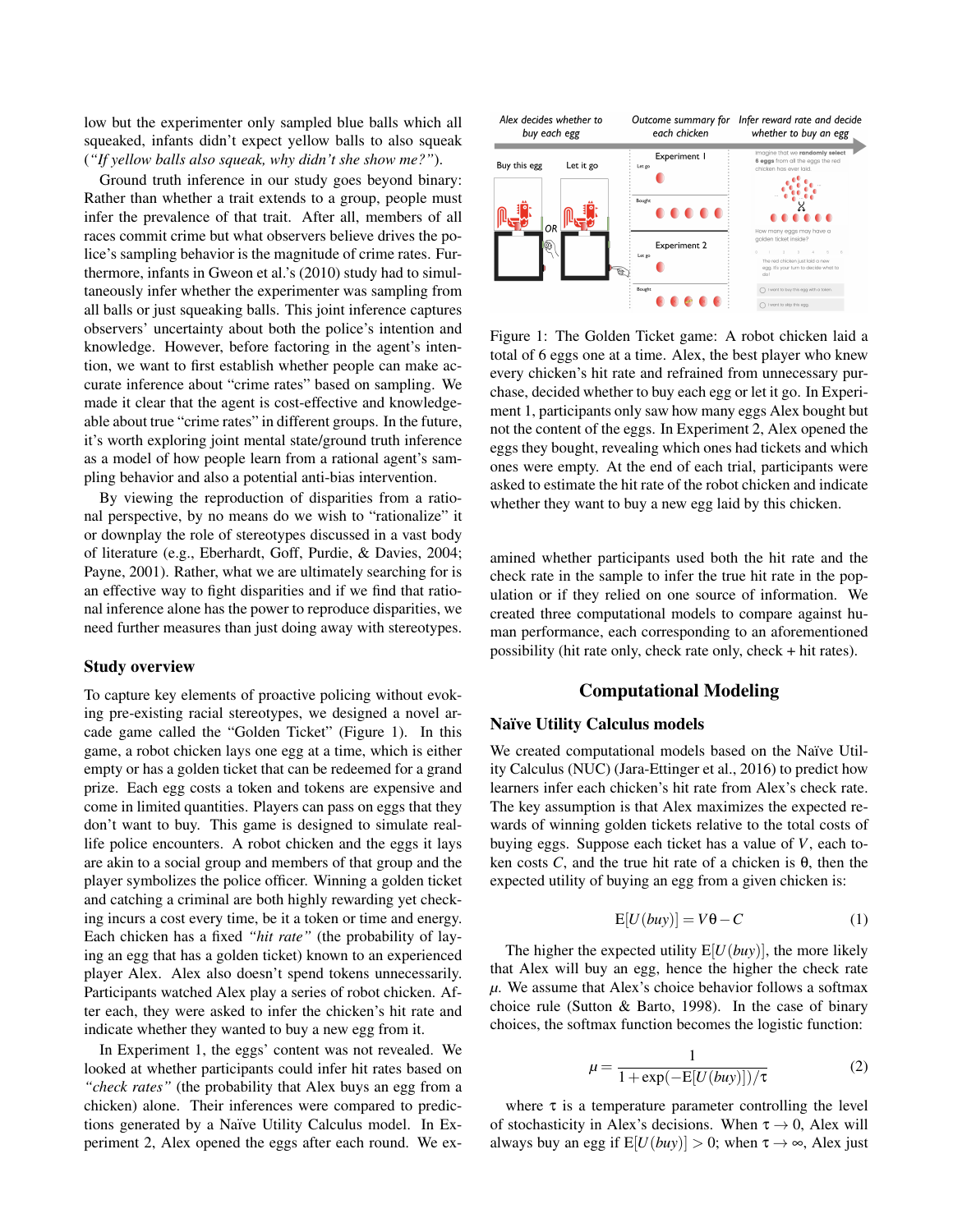low but the experimenter only sampled blue balls which all squeaked, infants didn't expect yellow balls to also squeak (*"If yellow balls also squeak, why didn't she show me?"*).

Ground truth inference in our study goes beyond binary: Rather than whether a trait extends to a group, people must infer the prevalence of that trait. After all, members of all races commit crime but what observers believe drives the police's sampling behavior is the magnitude of crime rates. Furthermore, infants in Gweon et al.'s (2010) study had to simultaneously infer whether the experimenter was sampling from all balls or just squeaking balls. This joint inference captures observers' uncertainty about both the police's intention and knowledge. However, before factoring in the agent's intention, we want to first establish whether people can make accurate inference about "crime rates" based on sampling. We made it clear that the agent is cost-effective and knowledgeable about true "crime rates" in different groups. In the future, it's worth exploring joint mental state/ground truth inference as a model of how people learn from a rational agent's sampling behavior and also a potential anti-bias intervention.

By viewing the reproduction of disparities from a rational perspective, by no means do we wish to "rationalize" it or downplay the role of stereotypes discussed in a vast body of literature (e.g., Eberhardt, Goff, Purdie, & Davies, 2004; Payne, 2001). Rather, what we are ultimately searching for is an effective way to fight disparities and if we find that rational inference alone has the power to reproduce disparities, we need further measures than just doing away with stereotypes.

### Study overview

To capture key elements of proactive policing without evoking pre-existing racial stereotypes, we designed a novel arcade game called the "Golden Ticket" (Figure 1). In this game, a robot chicken lays one egg at a time, which is either empty or has a golden ticket that can be redeemed for a grand prize. Each egg costs a token and tokens are expensive and come in limited quantities. Players can pass on eggs that they don't want to buy. This game is designed to simulate real-life police encounters. A robot chicken and the eggs it lays are akin to a social group and members of that group and the player symbolizes the police officer. Winning a golden ticket and catching a criminal are both highly rewarding yet checking incurs a cost every time, be it a token or time and energy. Each chicken has a fixed *"hit rate"* (the probability of laying an egg that has a golden ticket) known to an experienced player Alex. Alex also doesn't spend tokens unnecessarily. Participants watched Alex play a series of robot chicken. After each, they were asked to infer the chicken's hit rate and indicate whether they wanted to buy a new egg from it.

In Experiment 1, the eggs' content was not revealed. We looked at whether participants could infer hit rates based on *"check rates"* (the probability that Alex buys an egg from a chicken) alone. Their inferences were compared to predictions generated by a Naïve Utility Calculus model. In Experiment 2, Alex opened the eggs after each round. We examined whether participants used both the hit rate and the check rate in the sample to infer the true hit rate in the population or if they relied on one source of information. We created three computational models to compare against human performance, each corresponding to an aforementioned possibility (hit rate only, check rate only, check + hit rates).

Alex decides whether to buy each egg
Outcome summary for each chicken
Infer reward rate and decide whether to buy an egg
Buy this egg
Let it go
OR
Experiment 1
Let go
Bought
Experiment 2
Let go
Bought
Imagine that we randomly select 6 eggs from all the eggs the red chicken has ever laid.
How many eggs may have a golden ticket inside?
The red chicken just laid a new egg. It's your turn to decide what to do!
I want to buy this egg with a token.
I want to skip this egg.

Figure 1: The Golden Ticket game: A robot chicken laid a total of 6 eggs one at a time. Alex, the best player who knew every chicken's hit rate and refrained from unnecessary purchase, decided whether to buy each egg or let it go. In Experiment 1, participants only saw how many eggs Alex bought but not the content of the eggs. In Experiment 2, Alex opened the eggs they bought, revealing which ones had tickets and which ones were empty. At the end of each trial, participants were asked to estimate the hit rate of the robot chicken and indicate whether they want to buy a new egg laid by this chicken.

## Computational Modeling

### Naïve Utility Calculus models

We created computational models based on the Naïve Utility Calculus (NUC) (Jara-Ettinger et al., 2016) to predict how learners infer each chicken's hit rate from Alex's check rate. The key assumption is that Alex maximizes the expected rewards of winning golden tickets relative to the total costs of buying eggs. Suppose each ticket has a value of $V$, each token costs $C$, and the true hit rate of a chicken is $\theta$, then the expected utility of buying an egg from a given chicken is:

$$\mathrm{E}[U(buy)] = V\theta - C \tag{1}$$

The higher the expected utility $\mathrm{E}[U(buy)]$, the more likely that Alex will buy an egg, hence the higher the check rate $\mu$. We assume that Alex's choice behavior follows a softmax choice rule (Sutton & Barto, 1998). In the case of binary choices, the softmax function becomes the logistic function:

$$\mu = \frac{1}{1 + \exp(-\mathrm{E}[U(buy)])/\tau} \tag{2}$$

where $\tau$ is a temperature parameter controlling the level of stochasticity in Alex's decisions. When $\tau \to 0$, Alex will always buy an egg if $\mathrm{E}[U(buy)] > 0$; when $\tau \to \infty$, Alex just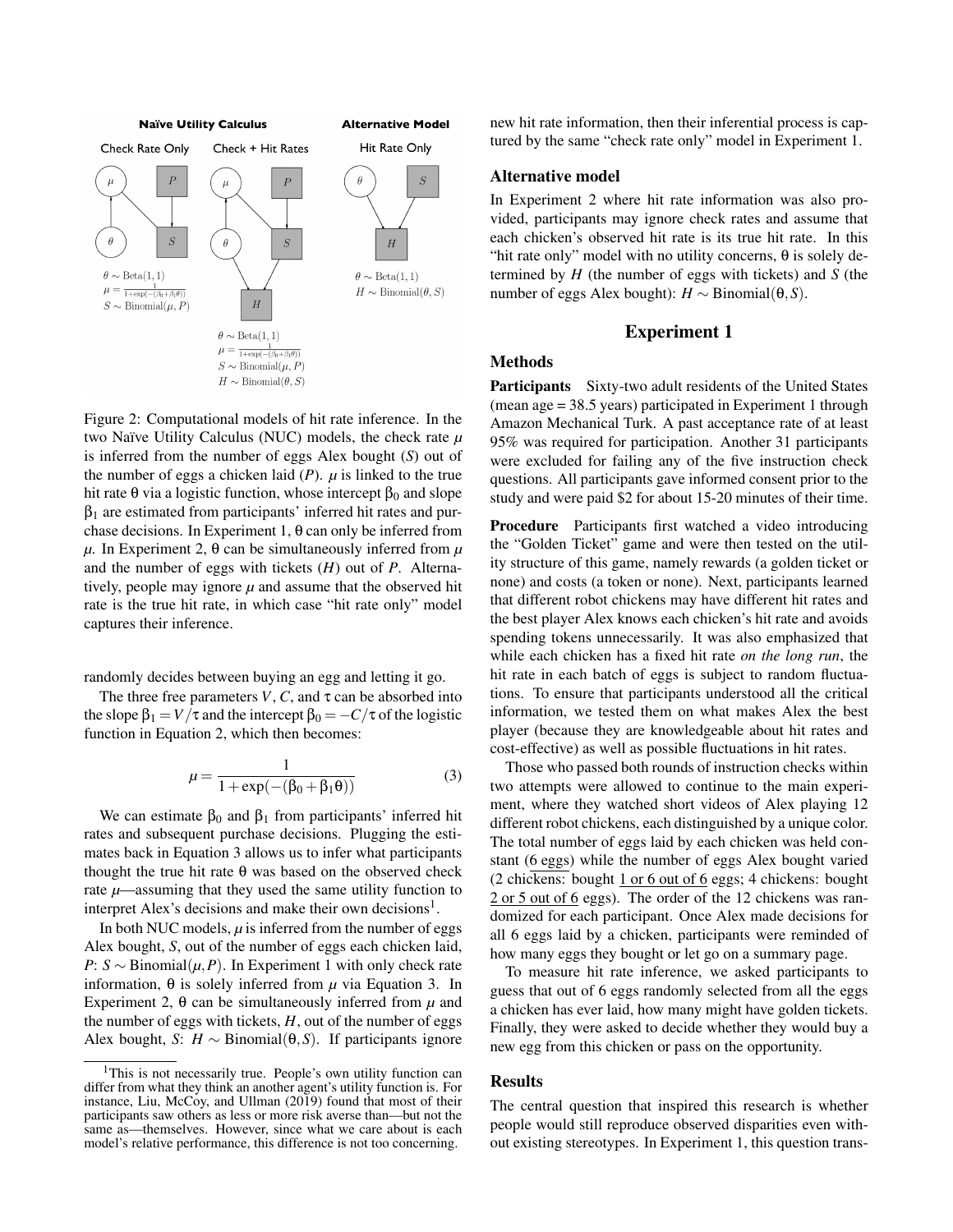Naïve Utility Calculus

Alternative Model

Check Rate Only

Check + Hit Rates

Hit Rate Only

$\mu$ $P$ $\theta$ $S$

$\theta \sim \text{Beta}(1,1)$
$\mu = \frac{1}{1+\exp(-(\beta_0+\beta_1\theta))}$
$S \sim \text{Binomial}(\mu, P)$

$\mu$ $P$ $\theta$ $S$ $H$

$\theta \sim \text{Beta}(1,1)$
$\mu = \frac{1}{1+\exp(-(\beta_0+\beta_1\theta))}$
$S \sim \text{Binomial}(\mu, P)$
$H \sim \text{Binomial}(\theta, S)$

$\theta$ $S$ $H$

$\theta \sim \text{Beta}(1,1)$
$H \sim \text{Binomial}(\theta, S)$

Figure 2: Computational models of hit rate inference. In the two Naïve Utility Calculus (NUC) models, the check rate $\mu$ is inferred from the number of eggs Alex bought ($S$) out of the number of eggs a chicken laid ($P$). $\mu$ is linked to the true hit rate $\theta$ via a logistic function, whose intercept $\beta_0$ and slope $\beta_1$ are estimated from participants' inferred hit rates and purchase decisions. In Experiment 1, $\theta$ can only be inferred from $\mu$. In Experiment 2, $\theta$ can be simultaneously inferred from $\mu$ and the number of eggs with tickets ($H$) out of $P$. Alternatively, people may ignore $\mu$ and assume that the observed hit rate is the true hit rate, in which case "hit rate only" model captures their inference.

randomly decides between buying an egg and letting it go.

The three free parameters $V$, $C$, and $\tau$ can be absorbed into the slope $\beta_1 = V/\tau$ and the intercept $\beta_0 = -C/\tau$ of the logistic function in Equation 2, which then becomes:

$$\mu = \frac{1}{1+\exp(-(\beta_0+\beta_1\theta))} \tag{3}$$

We can estimate $\beta_0$ and $\beta_1$ from participants' inferred hit rates and subsequent purchase decisions. Plugging the estimates back in Equation 3 allows us to infer what participants thought the true hit rate $\theta$ was based on the observed check rate $\mu$—assuming that they used the same utility function to interpret Alex's decisions and make their own decisions[1].

In both NUC models, $\mu$ is inferred from the number of eggs Alex bought, $S$, out of the number of eggs each chicken laid, $P$: $S \sim \text{Binomial}(\mu, P)$. In Experiment 1 with only check rate information, $\theta$ is solely inferred from $\mu$ via Equation 3. In Experiment 2, $\theta$ can be simultaneously inferred from $\mu$ and the number of eggs with tickets, $H$, out of the number of eggs Alex bought, $S$: $H \sim \text{Binomial}(\theta, S)$. If participants ignore new hit rate information, then their inferential process is captured by the same "check rate only" model in Experiment 1.

[1]This is not necessarily true. People's own utility function can differ from what they think an another agent's utility function is. For instance, Liu, McCoy, and Ullman (2019) found that most of their participants saw others as less or more risk averse than—but not the same as—themselves. However, since what we care about is each model's relative performance, this difference is not too concerning.

## Alternative model

In Experiment 2 where hit rate information was also provided, participants may ignore check rates and assume that each chicken's observed hit rate is its true hit rate. In this "hit rate only" model with no utility concerns, $\theta$ is solely determined by $H$ (the number of eggs with tickets) and $S$ (the number of eggs Alex bought): $H \sim \text{Binomial}(\theta, S)$.

# Experiment 1

## Methods

**Participants** Sixty-two adult residents of the United States (mean age = 38.5 years) participated in Experiment 1 through Amazon Mechanical Turk. A past acceptance rate of at least 95% was required for participation. Another 31 participants were excluded for failing any of the five instruction check questions. All participants gave informed consent prior to the study and were paid \$2 for about 15-20 minutes of their time.

**Procedure** Participants first watched a video introducing the "Golden Ticket" game and were then tested on the utility structure of this game, namely rewards (a golden ticket or none) and costs (a token or none). Next, participants learned that different robot chickens may have different hit rates and the best player Alex knows each chicken's hit rate and avoids spending tokens unnecessarily. It was also emphasized that while each chicken has a fixed hit rate *on the long run*, the hit rate in each batch of eggs is subject to random fluctuations. To ensure that participants understood all the critical information, we tested them on what makes Alex the best player (because they are knowledgeable about hit rates and cost-effective) as well as possible fluctuations in hit rates.

Those who passed both rounds of instruction checks within two attempts were allowed to continue to the main experiment, where they watched short videos of Alex playing 12 different robot chickens, each distinguished by a unique color. The total number of eggs laid by each chicken was held constant (6 eggs) while the number of eggs Alex bought varied (2 chickens: bought 1 or 6 out of 6 eggs; 4 chickens: bought 2 or 5 out of 6 eggs). The order of the 12 chickens was randomized for each participant. Once Alex made decisions for all 6 eggs laid by a chicken, participants were reminded of how many eggs they bought or let go on a summary page.

To measure hit rate inference, we asked participants to guess that out of 6 eggs randomly selected from all the eggs a chicken has ever laid, how many might have golden tickets. Finally, they were asked to decide whether they would buy a new egg from this chicken or pass on the opportunity.

## Results

The central question that inspired this research is whether people would still reproduce observed disparities even without existing stereotypes. In Experiment 1, this question trans-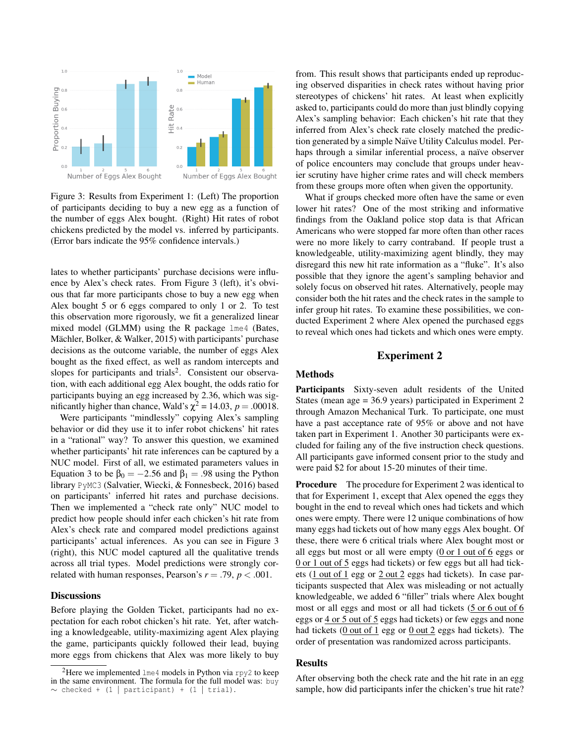1.0

0.8

0.6

0.4

0.2

0.0

Proportion Buying

1 2 5 6

Number of Eggs Alex Bought

1.0

0.8

0.6

0.4

0.2

0.0

Hit Rate

Model

Human

1 2 5 6

Number of Eggs Alex Bought

Figure 3: Results from Experiment 1: (Left) The proportion of participants deciding to buy a new egg as a function of the number of eggs Alex bought. (Right) Hit rates of robot chickens predicted by the model vs. inferred by participants. (Error bars indicate the 95% confidence intervals.)

lates to whether participants' purchase decisions were influence by Alex's check rates. From Figure 3 (left), it's obvious that far more participants chose to buy a new egg when Alex bought 5 or 6 eggs compared to only 1 or 2. To test this observation more rigorously, we fit a generalized linear mixed model (GLMM) using the R package `lme4` (Bates, Mächler, Bolker, & Walker, 2015) with participants' purchase decisions as the outcome variable, the number of eggs Alex bought as the fixed effect, as well as random intercepts and slopes for participants and trials[2]. Consistent our observation, with each additional egg Alex bought, the odds ratio for participants buying an egg increased by 2.36, which was significantly higher than chance, Wald's $\chi^2 = 14.03$, $p = .00018$.

Were participants "mindlessly" copying Alex's sampling behavior or did they use it to infer robot chickens' hit rates in a "rational" way? To answer this question, we examined whether participants' hit rate inferences can be captured by a NUC model. First of all, we estimated parameters values in Equation 3 to be $\beta_0 = -2.56$ and $\beta_1 = .98$ using the Python library `PyMC3` (Salvatier, Wiecki, & Fonnesbeck, 2016) based on participants' inferred hit rates and purchase decisions. Then we implemented a "check rate only" NUC model to predict how people should infer each chicken's hit rate from Alex's check rate and compared model predictions against participants' actual inferences. As you can see in Figure 3 (right), this NUC model captured all the qualitative trends across all trial types. Model predictions were strongly correlated with human responses, Pearson's $r = .79$, $p < .001$.

### Discussions

Before playing the Golden Ticket, participants had no expectation for each robot chicken's hit rate. Yet, after watching a knowledgeable, utility-maximizing agent Alex playing the game, participants quickly followed their lead, buying more eggs from chickens that Alex was more likely to buy from. This result shows that participants ended up reproducing observed disparities in check rates without having prior stereotypes of chickens' hit rates. At least when explicitly asked to, participants could do more than just blindly copying Alex's sampling behavior: Each chicken's hit rate that they inferred from Alex's check rate closely matched the prediction generated by a simple Naïve Utility Calculus model. Perhaps through a similar inferential process, a naïve observer of police encounters may conclude that groups under heavier scrutiny have higher crime rates and will check members from these groups more often when given the opportunity.

What if groups checked more often have the same or even lower hit rates? One of the most striking and informative findings from the Oakland police stop data is that African Americans who were stopped far more often than other races were no more likely to carry contraband. If people trust a knowledgeable, utility-maximizing agent blindly, they may disregard this new hit rate information as a "fluke". It's also possible that they ignore the agent's sampling behavior and solely focus on observed hit rates. Alternatively, people may consider both the hit rates and the check rates in the sample to infer group hit rates. To examine these possibilities, we conducted Experiment 2 where Alex opened the purchased eggs to reveal which ones had tickets and which ones were empty.

## Experiment 2

### Methods

**Participants** Sixty-seven adult residents of the United States (mean age = 36.9 years) participated in Experiment 2 through Amazon Mechanical Turk. To participate, one must have a past acceptance rate of 95% or above and not have taken part in Experiment 1. Another 30 participants were excluded for failing any of the five instruction check questions. All participants gave informed consent prior to the study and were paid $2 for about 15-20 minutes of their time.

**Procedure** The procedure for Experiment 2 was identical to that for Experiment 1, except that Alex opened the eggs they bought in the end to reveal which ones had tickets and which ones were empty. There were 12 unique combinations of how many eggs had tickets out of how many eggs Alex bought. Of these, there were 6 critical trials where Alex bought most or all eggs but most or all were empty (<u>0 or 1 out of 6</u> eggs or <u>0 or 1 out of 5</u> eggs had tickets) or few eggs but all had tickets (<u>1 out of 1</u> egg or <u>2 out 2</u> eggs had tickets). In case participants suspected that Alex was misleading or not actually knowledgeable, we added 6 "filler" trials where Alex bought most or all eggs and most or all had tickets (<u>5 or 6 out of 6</u> eggs or <u>4 or 5 out of 5</u> eggs had tickets) or few eggs and none had tickets (<u>0 out of 1</u> egg or <u>0 out 2</u> eggs had tickets). The order of presentation was randomized across participants.

### Results

After observing both the check rate and the hit rate in an egg sample, how did participants infer the chicken's true hit rate?

[2]Here we implemented `lme4` models in Python via `rpy2` to keep in the same environment. The formula for the full model was: `buy ~ checked + (1 | participant) + (1 | trial)`.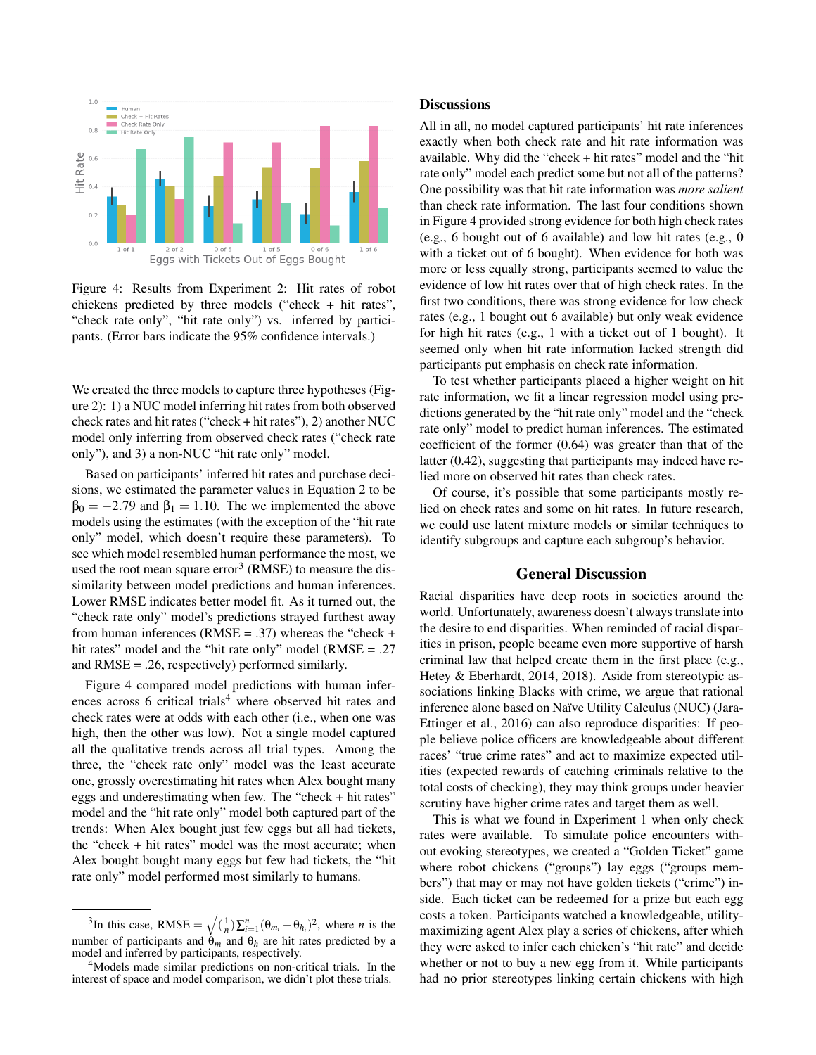1.0
0.8
0.6
0.4
0.2
0.0
Hit Rate
Human
Check + Hit Rates
Check Rate Only
Hit Rate Only
1 of 1
2 of 2
0 of 5
1 of 5
0 of 6
1 of 6
Eggs with Tickets Out of Eggs Bought

Figure 4: Results from Experiment 2: Hit rates of robot chickens predicted by three models ("check + hit rates", "check rate only", "hit rate only") vs. inferred by participants. (Error bars indicate the 95% confidence intervals.)

We created the three models to capture three hypotheses (Figure 2): 1) a NUC model inferring hit rates from both observed check rates and hit rates ("check + hit rates"), 2) another NUC model only inferring from observed check rates ("check rate only"), and 3) a non-NUC "hit rate only" model.

Based on participants' inferred hit rates and purchase decisions, we estimated the parameter values in Equation 2 to be $\beta_0 = -2.79$ and $\beta_1 = 1.10$. The we implemented the above models using the estimates (with the exception of the "hit rate only" model, which doesn't require these parameters). To see which model resembled human performance the most, we used the root mean square error[3] (RMSE) to measure the dissimilarity between model predictions and human inferences. Lower RMSE indicates better model fit. As it turned out, the "check rate only" model's predictions strayed furthest away from human inferences (RMSE = .37) whereas the "check + hit rates" model and the "hit rate only" model (RMSE = .27 and RMSE = .26, respectively) performed similarly.

Figure 4 compared model predictions with human inferences across 6 critical trials[4] where observed hit rates and check rates were at odds with each other (i.e., when one was high, then the other was low). Not a single model captured all the qualitative trends across all trial types. Among the three, the "check rate only" model was the least accurate one, grossly overestimating hit rates when Alex bought many eggs and underestimating when few. The "check + hit rates" model and the "hit rate only" model both captured part of the trends: When Alex bought just few eggs but all had tickets, the "check + hit rates" model was the most accurate; when Alex bought bought many eggs but few had tickets, the "hit rate only" model performed most similarly to humans.

[3]In this case, RMSE $= \sqrt{(\frac{1}{n})\sum_{i=1}^{n}(\theta_{m_i} - \theta_{h_i})^2}$, where $n$ is the number of participants and $\theta_m$ and $\theta_h$ are hit rates predicted by a model and inferred by participants, respectively.

[4]Models made similar predictions on non-critical trials. In the interest of space and model comparison, we didn't plot these trials.

## Discussions

All in all, no model captured participants' hit rate inferences exactly when both check rate and hit rate information was available. Why did the "check + hit rates" model and the "hit rate only" model each predict some but not all of the patterns? One possibility was that hit rate information was *more salient* than check rate information. The last four conditions shown in Figure 4 provided strong evidence for both high check rates (e.g., 6 bought out of 6 available) and low hit rates (e.g., 0 with a ticket out of 6 bought). When evidence for both was more or less equally strong, participants seemed to value the evidence of low hit rates over that of high check rates. In the first two conditions, there was strong evidence for low check rates (e.g., 1 bought out 6 available) but only weak evidence for high hit rates (e.g., 1 with a ticket out of 1 bought). It seemed only when hit rate information lacked strength did participants put emphasis on check rate information.

To test whether participants placed a higher weight on hit rate information, we fit a linear regression model using predictions generated by the "hit rate only" model and the "check rate only" model to predict human inferences. The estimated coefficient of the former (0.64) was greater than that of the latter (0.42), suggesting that participants may indeed have relied more on observed hit rates than check rates.

Of course, it's possible that some participants mostly relied on check rates and some on hit rates. In future research, we could use latent mixture models or similar techniques to identify subgroups and capture each subgroup's behavior.

# General Discussion

Racial disparities have deep roots in societies around the world. Unfortunately, awareness doesn't always translate into the desire to end disparities. When reminded of racial disparities in prison, people became even more supportive of harsh criminal law that helped create them in the first place (e.g., Hetey & Eberhardt, 2014, 2018). Aside from stereotypic associations linking Blacks with crime, we argue that rational inference alone based on Naïve Utility Calculus (NUC) (Jara-Ettinger et al., 2016) can also reproduce disparities: If people believe police officers are knowledgeable about different races' "true crime rates" and act to maximize expected utilities (expected rewards of catching criminals relative to the total costs of checking), they may think groups under heavier scrutiny have higher crime rates and target them as well.

This is what we found in Experiment 1 when only check rates were available. To simulate police encounters without evoking stereotypes, we created a "Golden Ticket" game where robot chickens ("groups") lay eggs ("groups members") that may or may not have golden tickets ("crime") inside. Each ticket can be redeemed for a prize but each egg costs a token. Participants watched a knowledgeable, utility-maximizing agent Alex play a series of chickens, after which they were asked to infer each chicken's "hit rate" and decide whether or not to buy a new egg from it. While participants had no prior stereotypes linking certain chickens with high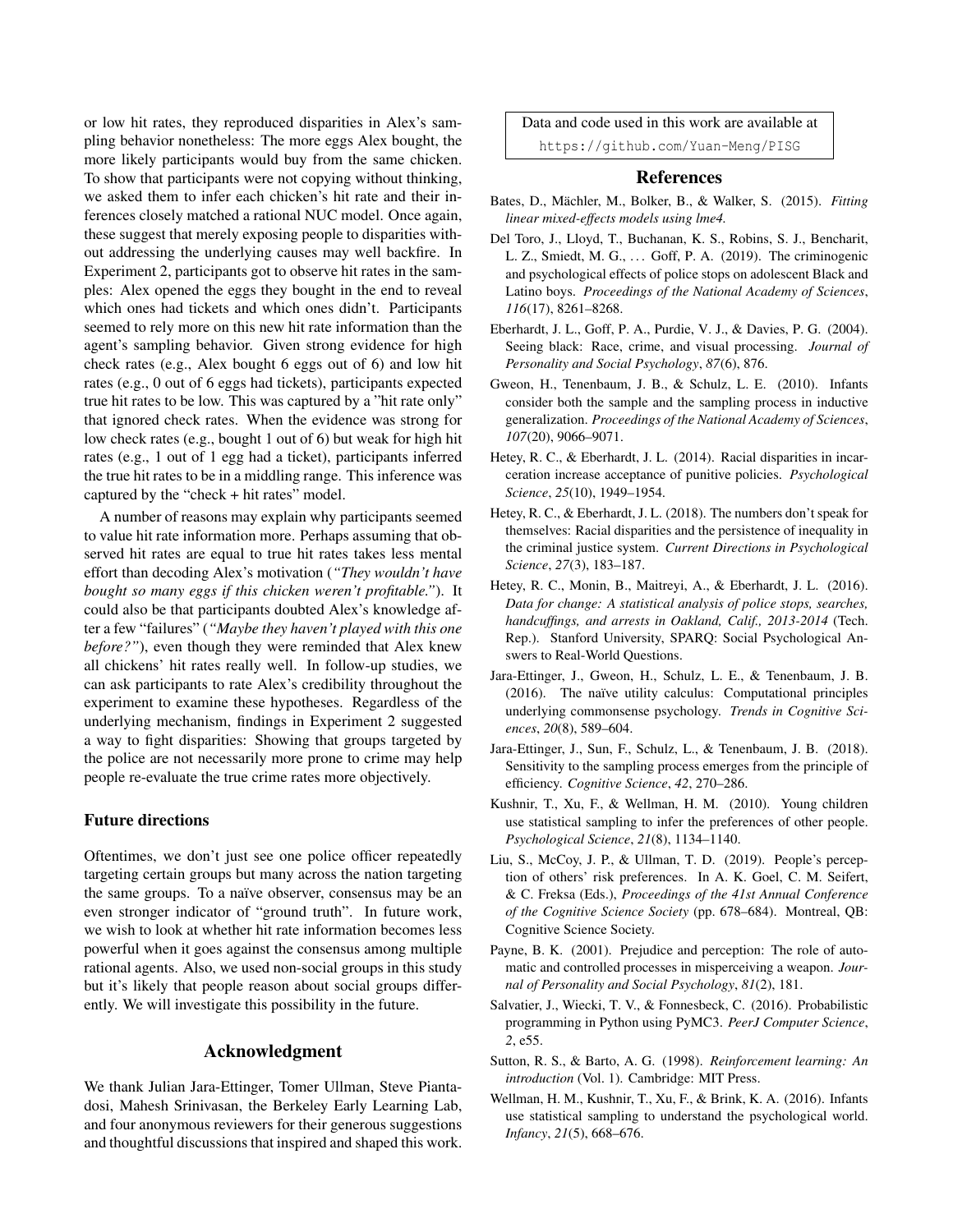or low hit rates, they reproduced disparities in Alex's sampling behavior nonetheless: The more eggs Alex bought, the more likely participants would buy from the same chicken. To show that participants were not copying without thinking, we asked them to infer each chicken's hit rate and their inferences closely matched a rational NUC model. Once again, these suggest that merely exposing people to disparities without addressing the underlying causes may well backfire. In Experiment 2, participants got to observe hit rates in the samples: Alex opened the eggs they bought in the end to reveal which ones had tickets and which ones didn't. Participants seemed to rely more on this new hit rate information than the agent's sampling behavior. Given strong evidence for high check rates (e.g., Alex bought 6 eggs out of 6) and low hit rates (e.g., 0 out of 6 eggs had tickets), participants expected true hit rates to be low. This was captured by a "hit rate only" that ignored check rates. When the evidence was strong for low check rates (e.g., bought 1 out of 6) but weak for high hit rates (e.g., 1 out of 1 egg had a ticket), participants inferred the true hit rates to be in a middling range. This inference was captured by the "check + hit rates" model.

A number of reasons may explain why participants seemed to value hit rate information more. Perhaps assuming that observed hit rates are equal to true hit rates takes less mental effort than decoding Alex's motivation (*"They wouldn't have bought so many eggs if this chicken weren't profitable."*). It could also be that participants doubted Alex's knowledge after a few "failures" (*"Maybe they haven't played with this one before?"*), even though they were reminded that Alex knew all chickens' hit rates really well. In follow-up studies, we can ask participants to rate Alex's credibility throughout the experiment to examine these hypotheses. Regardless of the underlying mechanism, findings in Experiment 2 suggested a way to fight disparities: Showing that groups targeted by the police are not necessarily more prone to crime may help people re-evaluate the true crime rates more objectively.

### Future directions

Oftentimes, we don't just see one police officer repeatedly targeting certain groups but many across the nation targeting the same groups. To a naïve observer, consensus may be an even stronger indicator of "ground truth". In future work, we wish to look at whether hit rate information becomes less powerful when it goes against the consensus among multiple rational agents. Also, we used non-social groups in this study but it's likely that people reason about social groups differently. We will investigate this possibility in the future.

## Acknowledgment

We thank Julian Jara-Ettinger, Tomer Ullman, Steve Piantadosi, Mahesh Srinivasan, the Berkeley Early Learning Lab, and four anonymous reviewers for their generous suggestions and thoughtful discussions that inspired and shaped this work.

Data and code used in this work are available at `https://github.com/Yuan-Meng/PISG`

## References

Bates, D., Mächler, M., Bolker, B., & Walker, S. (2015). *Fitting linear mixed-effects models using lme4.*

Del Toro, J., Lloyd, T., Buchanan, K. S., Robins, S. J., Bencharit, L. Z., Smiedt, M. G., ... Goff, P. A. (2019). The criminogenic and psychological effects of police stops on adolescent Black and Latino boys. *Proceedings of the National Academy of Sciences*, *116*(17), 8261–8268.

Eberhardt, J. L., Goff, P. A., Purdie, V. J., & Davies, P. G. (2004). Seeing black: Race, crime, and visual processing. *Journal of Personality and Social Psychology*, *87*(6), 876.

Gweon, H., Tenenbaum, J. B., & Schulz, L. E. (2010). Infants consider both the sample and the sampling process in inductive generalization. *Proceedings of the National Academy of Sciences*, *107*(20), 9066–9071.

Hetey, R. C., & Eberhardt, J. L. (2014). Racial disparities in incarceration increase acceptance of punitive policies. *Psychological Science*, *25*(10), 1949–1954.

Hetey, R. C., & Eberhardt, J. L. (2018). The numbers don't speak for themselves: Racial disparities and the persistence of inequality in the criminal justice system. *Current Directions in Psychological Science*, *27*(3), 183–187.

Hetey, R. C., Monin, B., Maitreyi, A., & Eberhardt, J. L. (2016). *Data for change: A statistical analysis of police stops, searches, handcuffings, and arrests in Oakland, Calif., 2013-2014* (Tech. Rep.). Stanford University, SPARQ: Social Psychological Answers to Real-World Questions.

Jara-Ettinger, J., Gweon, H., Schulz, L. E., & Tenenbaum, J. B. (2016). The naïve utility calculus: Computational principles underlying commonsense psychology. *Trends in Cognitive Sciences*, *20*(8), 589–604.

Jara-Ettinger, J., Sun, F., Schulz, L., & Tenenbaum, J. B. (2018). Sensitivity to the sampling process emerges from the principle of efficiency. *Cognitive Science*, *42*, 270–286.

Kushnir, T., Xu, F., & Wellman, H. M. (2010). Young children use statistical sampling to infer the preferences of other people. *Psychological Science*, *21*(8), 1134–1140.

Liu, S., McCoy, J. P., & Ullman, T. D. (2019). People's perception of others' risk preferences. In A. K. Goel, C. M. Seifert, & C. Freksa (Eds.), *Proceedings of the 41st Annual Conference of the Cognitive Science Society* (pp. 678–684). Montreal, QB: Cognitive Science Society.

Payne, B. K. (2001). Prejudice and perception: The role of automatic and controlled processes in misperceiving a weapon. *Journal of Personality and Social Psychology*, *81*(2), 181.

Salvatier, J., Wiecki, T. V., & Fonnesbeck, C. (2016). Probabilistic programming in Python using PyMC3. *PeerJ Computer Science*, *2*, e55.

Sutton, R. S., & Barto, A. G. (1998). *Reinforcement learning: An introduction* (Vol. 1). Cambridge: MIT Press.

Wellman, H. M., Kushnir, T., Xu, F., & Brink, K. A. (2016). Infants use statistical sampling to understand the psychological world. *Infancy*, *21*(5), 668–676.